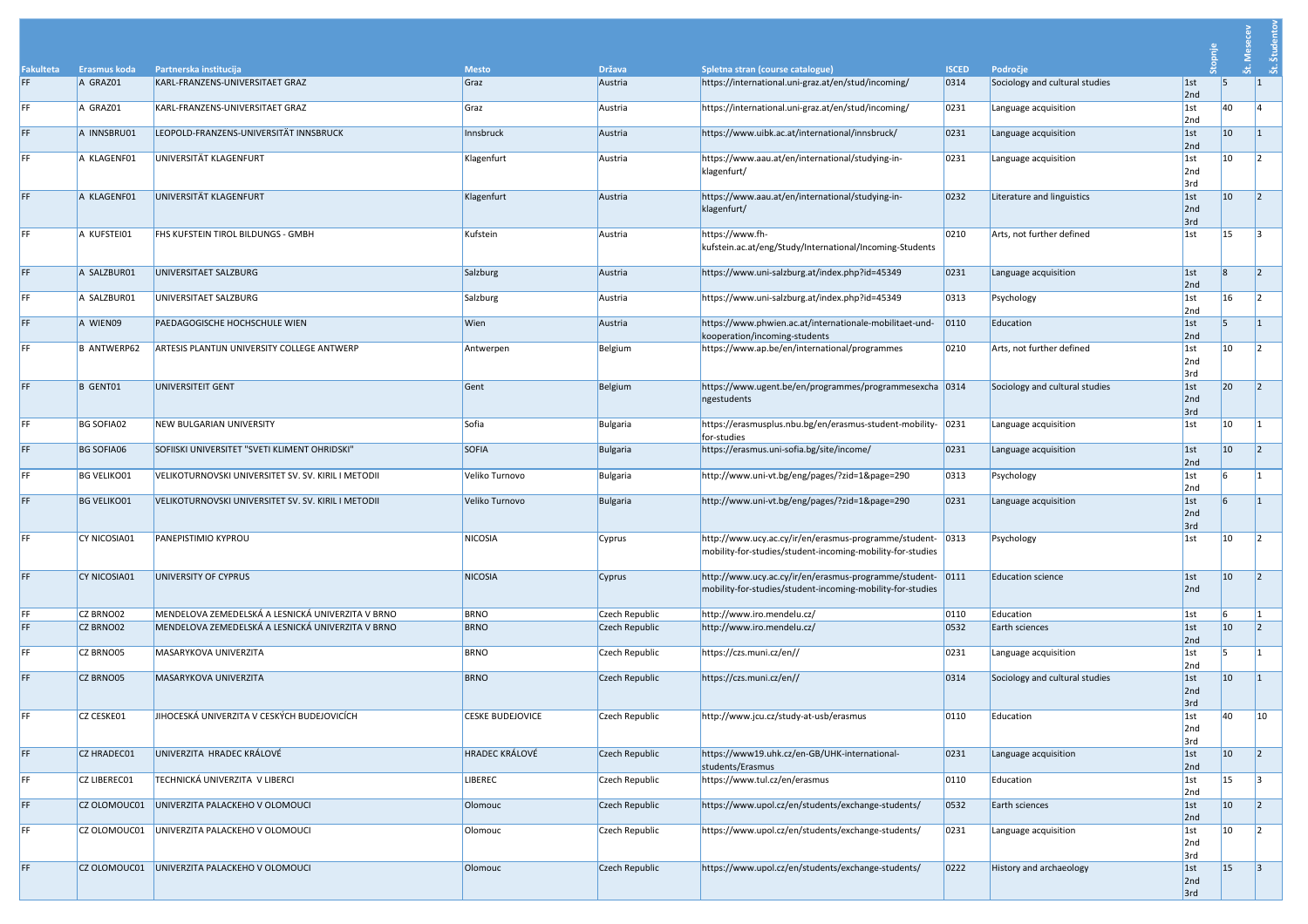| Fakulteta | Erasmus koda | Partnerska institucija | Mesto | Država | Spletna stran (course catalogue) | ISCED | Področje | Stopnje | Št. Mesecev | Št. Študentov |
|---|---|---|---|---|---|---|---|---|---|---|
| FF | A GRAZ01 | KARL-FRANZENS-UNIVERSITAET GRAZ | Graz | Austria | https://international.uni-graz.at/en/stud/incoming/ | 0314 | Sociology and cultural studies | 1st 2nd | 5 | 1 |
| FF | A GRAZ01 | KARL-FRANZENS-UNIVERSITAET GRAZ | Graz | Austria | https://international.uni-graz.at/en/stud/incoming/ | 0231 | Language acquisition | 1st 2nd | 40 | 4 |
| FF | A INNSBRU01 | LEOPOLD-FRANZENS-UNIVERSITÄT INNSBRUCK | Innsbruck | Austria | https://www.uibk.ac.at/international/innsbruck/ | 0231 | Language acquisition | 1st 2nd | 10 | 1 |
| FF | A KLAGENF01 | UNIVERSITÄT KLAGENFURT | Klagenfurt | Austria | https://www.aau.at/en/international/studying-in-klagenfurt/ | 0231 | Language acquisition | 1st 2nd 3rd | 10 | 2 |
| FF | A KLAGENF01 | UNIVERSITÄT KLAGENFURT | Klagenfurt | Austria | https://www.aau.at/en/international/studying-in-klagenfurt/ | 0232 | Literature and linguistics | 1st 2nd 3rd | 10 | 2 |
| FF | A KUFSTEI01 | FHS KUFSTEIN TIROL BILDUNGS - GMBH | Kufstein | Austria | https://www.fh-kufstein.ac.at/eng/Study/International/Incoming-Students | 0210 | Arts, not further defined | 1st | 15 | 3 |
| FF | A SALZBUR01 | UNIVERSITAET SALZBURG | Salzburg | Austria | https://www.uni-salzburg.at/index.php?id=45349 | 0231 | Language acquisition | 1st 2nd | 8 | 2 |
| FF | A SALZBUR01 | UNIVERSITAET SALZBURG | Salzburg | Austria | https://www.uni-salzburg.at/index.php?id=45349 | 0313 | Psychology | 1st 2nd | 16 | 2 |
| FF | A WIEN09 | PAEDAGOGISCHE HOCHSCHULE WIEN | Wien | Austria | https://www.phwien.ac.at/internationale-mobilitaet-und-kooperation/incoming-students | 0110 | Education | 1st 2nd | 5 | 1 |
| FF | B ANTWERP62 | ARTESIS PLANTIJN UNIVERSITY COLLEGE ANTWERP | Antwerpen | Belgium | https://www.ap.be/en/international/programmes | 0210 | Arts, not further defined | 1st 2nd 3rd | 10 | 2 |
| FF | B GENT01 | UNIVERSITEIT GENT | Gent | Belgium | https://www.ugent.be/en/programmes/programmesexchangestudents | 0314 | Sociology and cultural studies | 1st 2nd 3rd | 20 | 2 |
| FF | BG SOFIA02 | NEW BULGARIAN UNIVERSITY | Sofia | Bulgaria | https://erasmusplus.nbu.bg/en/erasmus-student-mobility-for-studies | 0231 | Language acquisition | 1st | 10 | 1 |
| FF | BG SOFIA06 | SOFIISKI UNIVERSITET "SVETI KLIMENT OHRIDSKI" | SOFIA | Bulgaria | https://erasmus.uni-sofia.bg/site/income/ | 0231 | Language acquisition | 1st 2nd | 10 | 2 |
| FF | BG VELIKO01 | VELIKOTURNOVSKI UNIVERSITET SV. SV. KIRIL I METODII | Veliko Turnovo | Bulgaria | http://www.uni-vt.bg/eng/pages/?zid=1&page=290 | 0313 | Psychology | 1st 2nd | 6 | 1 |
| FF | BG VELIKO01 | VELIKOTURNOVSKI UNIVERSITET SV. SV. KIRIL I METODII | Veliko Turnovo | Bulgaria | http://www.uni-vt.bg/eng/pages/?zid=1&page=290 | 0231 | Language acquisition | 1st 2nd 3rd | 6 | 1 |
| FF | CY NICOSIA01 | PANEPISTIMIO KYPROU | NICOSIA | Cyprus | http://www.ucy.ac.cy/ir/en/erasmus-programme/student-mobility-for-studies/student-incoming-mobility-for-studies | 0313 | Psychology | 1st | 10 | 2 |
| FF | CY NICOSIA01 | UNIVERSITY OF CYPRUS | NICOSIA | Cyprus | http://www.ucy.ac.cy/ir/en/erasmus-programme/student-mobility-for-studies/student-incoming-mobility-for-studies | 0111 | Education science | 1st 2nd | 10 | 2 |
| FF | CZ BRNO02 | MENDELOVA ZEMEDELSKÁ A LESNICKÁ UNIVERZITA V BRNO | BRNO | Czech Republic | http://www.iro.mendelu.cz/ | 0110 | Education | 1st | 6 | 1 |
| FF | CZ BRNO02 | MENDELOVA ZEMEDELSKÁ A LESNICKÁ UNIVERZITA V BRNO | BRNO | Czech Republic | http://www.iro.mendelu.cz/ | 0532 | Earth sciences | 1st 2nd | 10 | 2 |
| FF | CZ BRNO05 | MASARYKOVA UNIVERZITA | BRNO | Czech Republic | https://czs.muni.cz/en// | 0231 | Language acquisition | 1st 2nd | 5 | 1 |
| FF | CZ BRNO05 | MASARYKOVA UNIVERZITA | BRNO | Czech Republic | https://czs.muni.cz/en// | 0314 | Sociology and cultural studies | 1st 2nd 3rd | 10 | 1 |
| FF | CZ CESKE01 | JIHOCESKÁ UNIVERZITA V CESKÝCH BUDEJOVICÍCH | CESKE BUDEJOVICE | Czech Republic | http://www.jcu.cz/study-at-usb/erasmus | 0110 | Education | 1st 2nd 3rd | 40 | 10 |
| FF | CZ HRADEC01 | UNIVERZITA HRADEC KRÁLOVÉ | HRADEC KRÁLOVÉ | Czech Republic | https://www19.uhk.cz/en-GB/UHK-international-students/Erasmus | 0231 | Language acquisition | 1st 2nd | 10 | 2 |
| FF | CZ LIBEREC01 | TECHNICKÁ UNIVERZITA V LIBERCI | LIBEREC | Czech Republic | https://www.tul.cz/en/erasmus | 0110 | Education | 1st 2nd | 15 | 3 |
| FF | CZ OLOMOUC01 | UNIVERZITA PALACKEHO V OLOMOUCI | Olomouc | Czech Republic | https://www.upol.cz/en/students/exchange-students/ | 0532 | Earth sciences | 1st 2nd | 10 | 2 |
| FF | CZ OLOMOUC01 | UNIVERZITA PALACKEHO V OLOMOUCI | Olomouc | Czech Republic | https://www.upol.cz/en/students/exchange-students/ | 0231 | Language acquisition | 1st 2nd 3rd | 10 | 2 |
| FF | CZ OLOMOUC01 | UNIVERZITA PALACKEHO V OLOMOUCI | Olomouc | Czech Republic | https://www.upol.cz/en/students/exchange-students/ | 0222 | History and archaeology | 1st 2nd 3rd | 15 | 3 |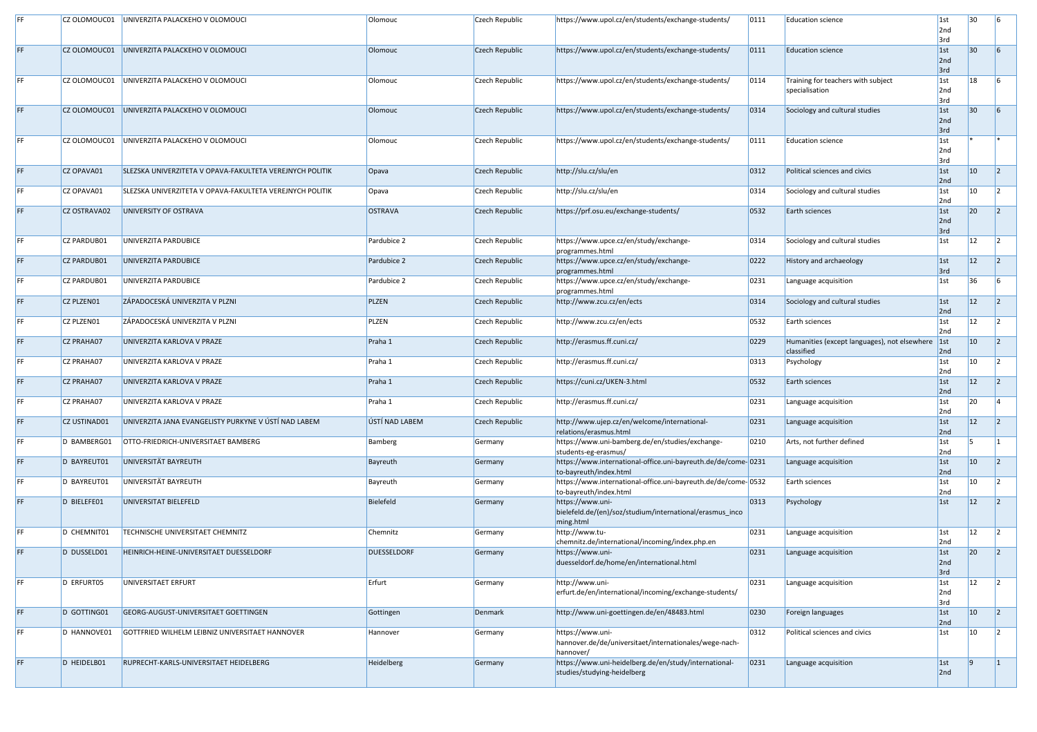| | | | | | | | | | | |
|---|---|---|---|---|---|---|---|---|---|---|
| FF | CZ OLOMOUC01 | UNIVERZITA PALACKEHO V OLOMOUCI | Olomouc | Czech Republic | https://www.upol.cz/en/students/exchange-students/ | 0111 | Education science | 1st 2nd 3rd | 30 | 6 |
| FF | CZ OLOMOUC01 | UNIVERZITA PALACKEHO V OLOMOUCI | Olomouc | Czech Republic | https://www.upol.cz/en/students/exchange-students/ | 0111 | Education science | 1st 2nd 3rd | 30 | 6 |
| FF | CZ OLOMOUC01 | UNIVERZITA PALACKEHO V OLOMOUCI | Olomouc | Czech Republic | https://www.upol.cz/en/students/exchange-students/ | 0114 | Training for teachers with subject specialisation | 1st 2nd 3rd | 18 | 6 |
| FF | CZ OLOMOUC01 | UNIVERZITA PALACKEHO V OLOMOUCI | Olomouc | Czech Republic | https://www.upol.cz/en/students/exchange-students/ | 0314 | Sociology and cultural studies | 1st 2nd 3rd | 30 | 6 |
| FF | CZ OLOMOUC01 | UNIVERZITA PALACKEHO V OLOMOUCI | Olomouc | Czech Republic | https://www.upol.cz/en/students/exchange-students/ | 0111 | Education science | 1st 2nd 3rd | * | * |
| FF | CZ OPAVA01 | SLEZSKA UNIVERZITETA V OPAVA-FAKULTETA VEREJNYCH POLITIK | Opava | Czech Republic | http://slu.cz/slu/en | 0312 | Political sciences and civics | 1st 2nd | 10 | 2 |
| FF | CZ OPAVA01 | SLEZSKA UNIVERZITETA V OPAVA-FAKULTETA VEREJNYCH POLITIK | Opava | Czech Republic | http://slu.cz/slu/en | 0314 | Sociology and cultural studies | 1st 2nd | 10 | 2 |
| FF | CZ OSTRAVA02 | UNIVERSITY OF OSTRAVA | OSTRAVA | Czech Republic | https://prf.osu.eu/exchange-students/ | 0532 | Earth sciences | 1st 2nd 3rd | 20 | 2 |
| FF | CZ PARDUB01 | UNIVERZITA PARDUBICE | Pardubice 2 | Czech Republic | https://www.upce.cz/en/study/exchange-programmes.html | 0314 | Sociology and cultural studies | 1st | 12 | 2 |
| FF | CZ PARDUB01 | UNIVERZITA PARDUBICE | Pardubice 2 | Czech Republic | https://www.upce.cz/en/study/exchange-programmes.html | 0222 | History and archaeology | 1st 3rd | 12 | 2 |
| FF | CZ PARDUB01 | UNIVERZITA PARDUBICE | Pardubice 2 | Czech Republic | https://www.upce.cz/en/study/exchange-programmes.html | 0231 | Language acquisition | 1st | 36 | 6 |
| FF | CZ PLZEN01 | ZÁPADOCESKÁ UNIVERZITA V PLZNI | PLZEN | Czech Republic | http://www.zcu.cz/en/ects | 0314 | Sociology and cultural studies | 1st 2nd | 12 | 2 |
| FF | CZ PLZEN01 | ZÁPADOCESKÁ UNIVERZITA V PLZNI | PLZEN | Czech Republic | http://www.zcu.cz/en/ects | 0532 | Earth sciences | 1st 2nd | 12 | 2 |
| FF | CZ PRAHA07 | UNIVERZITA KARLOVA V PRAZE | Praha 1 | Czech Republic | http://erasmus.ff.cuni.cz/ | 0229 | Humanities (except languages), not elsewhere classified | 1st 2nd | 10 | 2 |
| FF | CZ PRAHA07 | UNIVERZITA KARLOVA V PRAZE | Praha 1 | Czech Republic | http://erasmus.ff.cuni.cz/ | 0313 | Psychology | 1st 2nd | 10 | 2 |
| FF | CZ PRAHA07 | UNIVERZITA KARLOVA V PRAZE | Praha 1 | Czech Republic | https://cuni.cz/UKEN-3.html | 0532 | Earth sciences | 1st 2nd | 12 | 2 |
| FF | CZ PRAHA07 | UNIVERZITA KARLOVA V PRAZE | Praha 1 | Czech Republic | http://erasmus.ff.cuni.cz/ | 0231 | Language acquisition | 1st 2nd | 20 | 4 |
| FF | CZ USTINAD01 | UNIVERZITA JANA EVANGELISTY PURKYNE V ÚSTÍ NAD LABEM | ÚSTÍ NAD LABEM | Czech Republic | http://www.ujep.cz/en/welcome/international-relations/erasmus.html | 0231 | Language acquisition | 1st 2nd | 12 | 2 |
| FF | D BAMBERG01 | OTTO-FRIEDRICH-UNIVERSITAET BAMBERG | Bamberg | Germany | https://www.uni-bamberg.de/en/studies/exchange-students-eg-erasmus/ | 0210 | Arts, not further defined | 1st 2nd | 5 | 1 |
| FF | D BAYREUT01 | UNIVERSITÄT BAYREUTH | Bayreuth | Germany | https://www.international-office.uni-bayreuth.de/de/come-to-bayreuth/index.html | 0231 | Language acquisition | 1st 2nd | 10 | 2 |
| FF | D BAYREUT01 | UNIVERSITÄT BAYREUTH | Bayreuth | Germany | https://www.international-office.uni-bayreuth.de/de/come-to-bayreuth/index.html | 0532 | Earth sciences | 1st 2nd | 10 | 2 |
| FF | D BIELEFE01 | UNIVERSITAT BIELEFELD | Bielefeld | Germany | https://www.uni-bielefeld.de/(en)/soz/studium/international/erasmus_incoming.html | 0313 | Psychology | 1st | 12 | 2 |
| FF | D CHEMNIT01 | TECHNISCHE UNIVERSITAET CHEMNITZ | Chemnitz | Germany | http://www.tu-chemnitz.de/international/incoming/index.php.en | 0231 | Language acquisition | 1st 2nd | 12 | 2 |
| FF | D DUSSELD01 | HEINRICH-HEINE-UNIVERSITAET DUESSELDORF | DUESSELDORF | Germany | https://www.uni-duesseldorf.de/home/en/international.html | 0231 | Language acquisition | 1st 2nd 3rd | 20 | 2 |
| FF | D ERFURT05 | UNIVERSITAET ERFURT | Erfurt | Germany | http://www.uni-erfurt.de/en/international/incoming/exchange-students/ | 0231 | Language acquisition | 1st 2nd 3rd | 12 | 2 |
| FF | D GOTTING01 | GEORG-AUGUST-UNIVERSITAET GOETTINGEN | Gottingen | Denmark | http://www.uni-goettingen.de/en/48483.html | 0230 | Foreign languages | 1st 2nd | 10 | 2 |
| FF | D HANNOVE01 | GOTTFRIED WILHELM LEIBNIZ UNIVERSITAET HANNOVER | Hannover | Germany | https://www.uni-hannover.de/de/universitaet/internationales/wege-nach-hannover/ | 0312 | Political sciences and civics | 1st | 10 | 2 |
| FF | D HEIDELB01 | RUPRECHT-KARLS-UNIVERSITAET HEIDELBERG | Heidelberg | Germany | https://www.uni-heidelberg.de/en/study/international-studies/studying-heidelberg | 0231 | Language acquisition | 1st 2nd | 9 | 1 |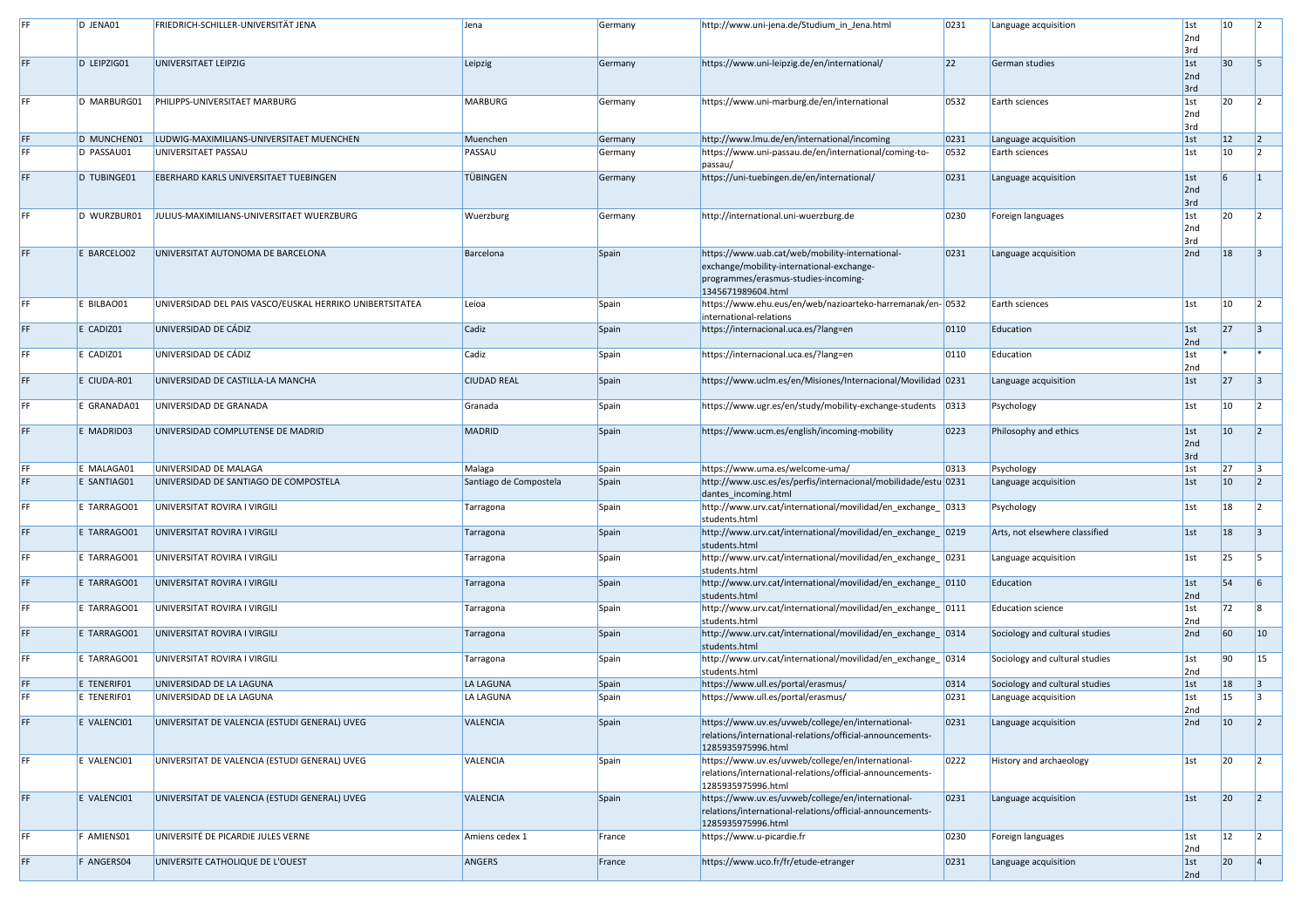| | | | | | | | | | | |
|---|---|---|---|---|---|---|---|---|---|---|
| FF | D JENA01 | FRIEDRICH-SCHILLER-UNIVERSITÄT JENA | Jena | Germany | http://www.uni-jena.de/Studium_in_Jena.html | 0231 | Language acquisition | 1st 2nd 3rd | 10 | 2 |
| FF | D LEIPZIG01 | UNIVERSITAET LEIPZIG | Leipzig | Germany | https://www.uni-leipzig.de/en/international/ | 22 | German studies | 1st 2nd 3rd | 30 | 5 |
| FF | D MARBURG01 | PHILIPPS-UNIVERSITAET MARBURG | MARBURG | Germany | https://www.uni-marburg.de/en/international | 0532 | Earth sciences | 1st 2nd 3rd | 20 | 2 |
| FF | D MUNCHEN01 | LUDWIG-MAXIMILIANS-UNIVERSITAET MUENCHEN | Muenchen | Germany | http://www.lmu.de/en/international/incoming | 0231 | Language acquisition | 1st | 12 | 2 |
| FF | D PASSAU01 | UNIVERSITAET PASSAU | PASSAU | Germany | https://www.uni-passau.de/en/international/coming-to-passau/ | 0532 | Earth sciences | 1st | 10 | 2 |
| FF | D TUBINGE01 | EBERHARD KARLS UNIVERSITAET TUEBINGEN | TÜBINGEN | Germany | https://uni-tuebingen.de/en/international/ | 0231 | Language acquisition | 1st 2nd 3rd | 6 | 1 |
| FF | D WURZBUR01 | JULIUS-MAXIMILIANS-UNIVERSITAET WUERZBURG | Wuerzburg | Germany | http://international.uni-wuerzburg.de | 0230 | Foreign languages | 1st 2nd 3rd | 20 | 2 |
| FF | E BARCELO02 | UNIVERSITAT AUTONOMA DE BARCELONA | Barcelona | Spain | https://www.uab.cat/web/mobility-international-exchange/mobility-international-exchange-programmes/erasmus-studies-incoming-1345671989604.html | 0231 | Language acquisition | 2nd | 18 | 3 |
| FF | E BILBAO01 | UNIVERSIDAD DEL PAIS VASCO/EUSKAL HERRIKO UNIBERTSITATEA | Leioa | Spain | https://www.ehu.eus/en/web/nazioarteko-harremanak/en-international-relations | 0532 | Earth sciences | 1st | 10 | 2 |
| FF | E CADIZ01 | UNIVERSIDAD DE CÁDIZ | Cadiz | Spain | https://internacional.uca.es/?lang=en | 0110 | Education | 1st 2nd | 27 | 3 |
| FF | E CADIZ01 | UNIVERSIDAD DE CÁDIZ | Cadiz | Spain | https://internacional.uca.es/?lang=en | 0110 | Education | 1st 2nd | * | * |
| FF | E CIUDA-R01 | UNIVERSIDAD DE CASTILLA-LA MANCHA | CIUDAD REAL | Spain | https://www.uclm.es/en/Misiones/Internacional/Movilidad | 0231 | Language acquisition | 1st | 27 | 3 |
| FF | E GRANADA01 | UNIVERSIDAD DE GRANADA | Granada | Spain | https://www.ugr.es/en/study/mobility-exchange-students | 0313 | Psychology | 1st | 10 | 2 |
| FF | E MADRID03 | UNIVERSIDAD COMPLUTENSE DE MADRID | MADRID | Spain | https://www.ucm.es/english/incoming-mobility | 0223 | Philosophy and ethics | 1st 2nd 3rd | 10 | 2 |
| FF | E MALAGA01 | UNIVERSIDAD DE MALAGA | Malaga | Spain | https://www.uma.es/welcome-uma/ | 0313 | Psychology | 1st | 27 | 3 |
| FF | E SANTIAG01 | UNIVERSIDADE DE SANTIAGO DE COMPOSTELA | Santiago de Compostela | Spain | http://www.usc.es/es/perfis/internacional/mobilidade/estudantes_incoming.html | 0231 | Language acquisition | 1st | 10 | 2 |
| FF | E TARRAGO01 | UNIVERSITAT ROVIRA I VIRGILI | Tarragona | Spain | http://www.urv.cat/international/movilidad/en_exchange_students.html | 0313 | Psychology | 1st | 18 | 2 |
| FF | E TARRAGO01 | UNIVERSITAT ROVIRA I VIRGILI | Tarragona | Spain | http://www.urv.cat/international/movilidad/en_exchange_students.html | 0219 | Arts, not elsewhere classified | 1st | 18 | 3 |
| FF | E TARRAGO01 | UNIVERSITAT ROVIRA I VIRGILI | Tarragona | Spain | http://www.urv.cat/international/movilidad/en_exchange_students.html | 0231 | Language acquisition | 1st | 25 | 5 |
| FF | E TARRAGO01 | UNIVERSITAT ROVIRA I VIRGILI | Tarragona | Spain | http://www.urv.cat/international/movilidad/en_exchange_students.html | 0110 | Education | 1st 2nd | 54 | 6 |
| FF | E TARRAGO01 | UNIVERSITAT ROVIRA I VIRGILI | Tarragona | Spain | http://www.urv.cat/international/movilidad/en_exchange_students.html | 0111 | Education science | 1st 2nd | 72 | 8 |
| FF | E TARRAGO01 | UNIVERSITAT ROVIRA I VIRGILI | Tarragona | Spain | http://www.urv.cat/international/movilidad/en_exchange_students.html | 0314 | Sociology and cultural studies | 2nd | 60 | 10 |
| FF | E TARRAGO01 | UNIVERSITAT ROVIRA I VIRGILI | Tarragona | Spain | http://www.urv.cat/international/movilidad/en_exchange_students.html | 0314 | Sociology and cultural studies | 1st 2nd | 90 | 15 |
| FF | E TENERIF01 | UNIVERSIDAD DE LA LAGUNA | LA LAGUNA | Spain | https://www.ull.es/portal/erasmus/ | 0314 | Sociology and cultural studies | 1st | 18 | 3 |
| FF | E TENERIF01 | UNIVERSIDAD DE LA LAGUNA | LA LAGUNA | Spain | https://www.ull.es/portal/erasmus/ | 0231 | Language acquisition | 1st 2nd | 15 | 3 |
| FF | E VALENCI01 | UNIVERSITAT DE VALENCIA (ESTUDI GENERAL) UVEG | VALENCIA | Spain | https://www.uv.es/uvweb/college/en/international-relations/international-relations/official-announcements-1285935975996.html | 0231 | Language acquisition | 2nd | 10 | 2 |
| FF | E VALENCI01 | UNIVERSITAT DE VALENCIA (ESTUDI GENERAL) UVEG | VALENCIA | Spain | https://www.uv.es/uvweb/college/en/international-relations/international-relations/official-announcements-1285935975996.html | 0222 | History and archaeology | 1st | 20 | 2 |
| FF | E VALENCI01 | UNIVERSITAT DE VALENCIA (ESTUDI GENERAL) UVEG | VALENCIA | Spain | https://www.uv.es/uvweb/college/en/international-relations/international-relations/official-announcements-1285935975996.html | 0231 | Language acquisition | 1st | 20 | 2 |
| FF | F AMIENS01 | UNIVERSITÉ DE PICARDIE JULES VERNE | Amiens cedex 1 | France | https://www.u-picardie.fr | 0230 | Foreign languages | 1st 2nd | 12 | 2 |
| FF | F ANGERS04 | UNIVERSITE CATHOLIQUE DE L'OUEST | ANGERS | France | https://www.uco.fr/fr/etude-etranger | 0231 | Language acquisition | 1st 2nd | 20 | 4 |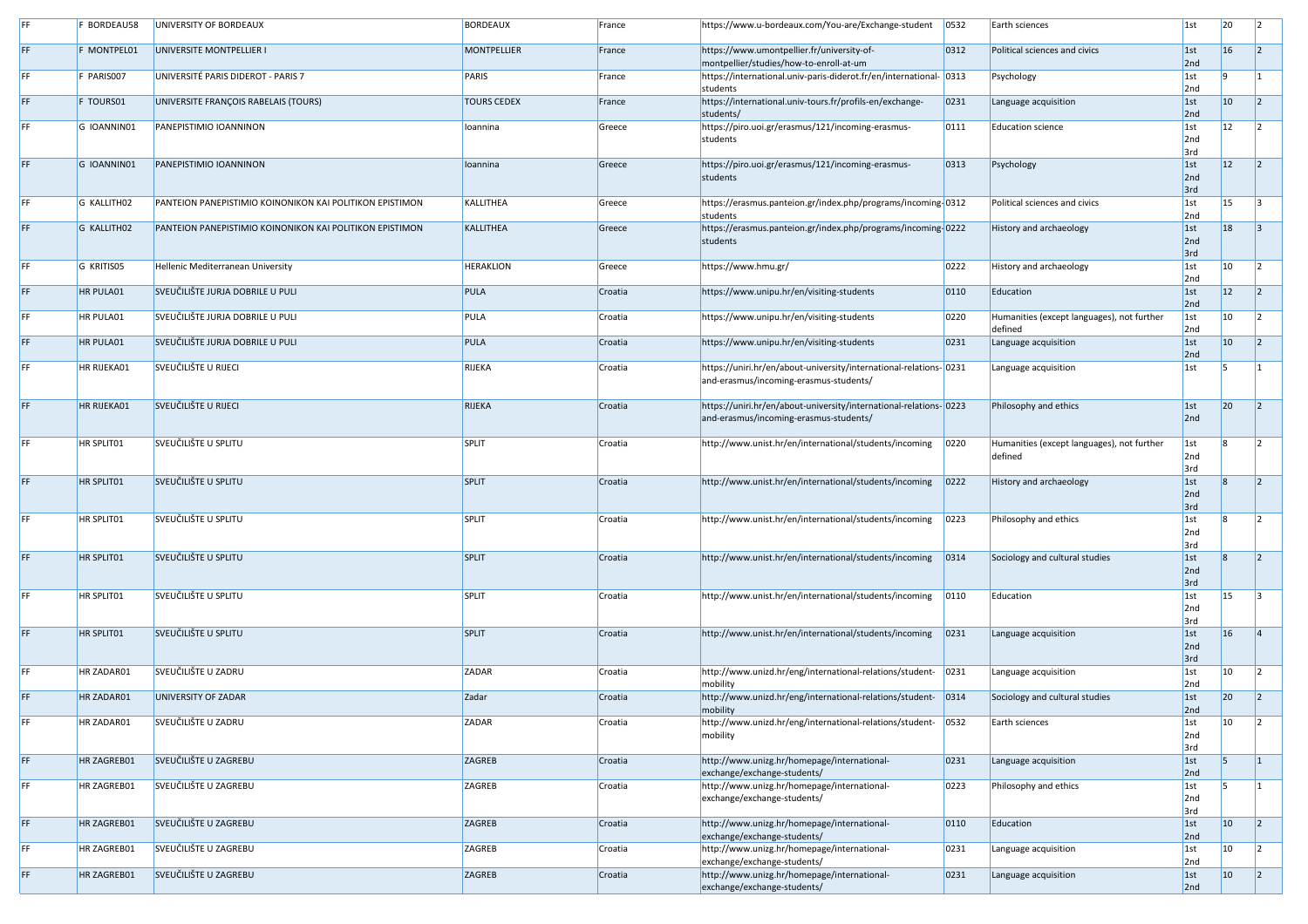| FF | F BORDEAU58 | UNIVERSITY OF BORDEAUX | BORDEAUX | France | https://www.u-bordeaux.com/You-are/Exchange-student | 0532 | Earth sciences | 1st | 20 | 2 |
|---|---|---|---|---|---|---|---|---|---|---|
| FF | F MONTPEL01 | UNIVERSITE MONTPELLIER I | MONTPELLIER | France | https://www.umontpellier.fr/university-of-montpellier/studies/how-to-enroll-at-um | 0312 | Political sciences and civics | 1st 2nd | 16 | 2 |
| FF | F PARIS007 | UNIVERSITÉ PARIS DIDEROT - PARIS 7 | PARIS | France | https://international.univ-paris-diderot.fr/en/international-students | 0313 | Psychology | 1st 2nd | 9 | 1 |
| FF | F TOURS01 | UNIVERSITE FRANÇOIS RABELAIS (TOURS) | TOURS CEDEX | France | https://international.univ-tours.fr/profils-en/exchange-students/ | 0231 | Language acquisition | 1st 2nd | 10 | 2 |
| FF | G IOANNIN01 | PANEPISTIMIO IOANNINON | Ioannina | Greece | https://piro.uoi.gr/erasmus/121/incoming-erasmus-students | 0111 | Education science | 1st 2nd 3rd | 12 | 2 |
| FF | G IOANNIN01 | PANEPISTIMIO IOANNINON | Ioannina | Greece | https://piro.uoi.gr/erasmus/121/incoming-erasmus-students | 0313 | Psychology | 1st 2nd 3rd | 12 | 2 |
| FF | G KALLITH02 | PANTEION PANEPISTIMIO KOINONIKON KAI POLITIKON EPISTIMON | KALLITHEA | Greece | https://erasmus.panteion.gr/index.php/programs/incoming-students | 0312 | Political sciences and civics | 1st 2nd | 15 | 3 |
| FF | G KALLITH02 | PANTEION PANEPISTIMIO KOINONIKON KAI POLITIKON EPISTIMON | KALLITHEA | Greece | https://erasmus.panteion.gr/index.php/programs/incoming-students | 0222 | History and archaeology | 1st 2nd 3rd | 18 | 3 |
| FF | G KRITIS05 | Hellenic Mediterranean University | HERAKLION | Greece | https://www.hmu.gr/ | 0222 | History and archaeology | 1st 2nd | 10 | 2 |
| FF | HR PULA01 | SVEUČILIŠTE JURJA DOBRILE U PULI | PULA | Croatia | https://www.unipu.hr/en/visiting-students | 0110 | Education | 1st 2nd | 12 | 2 |
| FF | HR PULA01 | SVEUČILIŠTE JURJA DOBRILE U PULI | PULA | Croatia | https://www.unipu.hr/en/visiting-students | 0220 | Humanities (except languages), not further defined | 1st 2nd | 10 | 2 |
| FF | HR PULA01 | SVEUČILIŠTE JURJA DOBRILE U PULI | PULA | Croatia | https://www.unipu.hr/en/visiting-students | 0231 | Language acquisition | 1st 2nd | 10 | 2 |
| FF | HR RIJEKA01 | SVEUČILIŠTE U RIJECI | RIJEKA | Croatia | https://uniri.hr/en/about-university/international-relations-and-erasmus/incoming-erasmus-students/ | 0231 | Language acquisition | 1st | 5 | 1 |
| FF | HR RIJEKA01 | SVEUČILIŠTE U RIJECI | RIJEKA | Croatia | https://uniri.hr/en/about-university/international-relations-and-erasmus/incoming-erasmus-students/ | 0223 | Philosophy and ethics | 1st 2nd | 20 | 2 |
| FF | HR SPLIT01 | SVEUČILIŠTE U SPLITU | SPLIT | Croatia | http://www.unist.hr/en/international/students/incoming | 0220 | Humanities (except languages), not further defined | 1st 2nd 3rd | 8 | 2 |
| FF | HR SPLIT01 | SVEUČILIŠTE U SPLITU | SPLIT | Croatia | http://www.unist.hr/en/international/students/incoming | 0222 | History and archaeology | 1st 2nd 3rd | 8 | 2 |
| FF | HR SPLIT01 | SVEUČILIŠTE U SPLITU | SPLIT | Croatia | http://www.unist.hr/en/international/students/incoming | 0223 | Philosophy and ethics | 1st 2nd 3rd | 8 | 2 |
| FF | HR SPLIT01 | SVEUČILIŠTE U SPLITU | SPLIT | Croatia | http://www.unist.hr/en/international/students/incoming | 0314 | Sociology and cultural studies | 1st 2nd 3rd | 8 | 2 |
| FF | HR SPLIT01 | SVEUČILIŠTE U SPLITU | SPLIT | Croatia | http://www.unist.hr/en/international/students/incoming | 0110 | Education | 1st 2nd 3rd | 15 | 3 |
| FF | HR SPLIT01 | SVEUČILIŠTE U SPLITU | SPLIT | Croatia | http://www.unist.hr/en/international/students/incoming | 0231 | Language acquisition | 1st 2nd 3rd | 16 | 4 |
| FF | HR ZADAR01 | SVEUČILIŠTE U ZADRU | ZADAR | Croatia | http://www.unizd.hr/eng/international-relations/student-mobility | 0231 | Language acquisition | 1st 2nd | 10 | 2 |
| FF | HR ZADAR01 | UNIVERSITY OF ZADAR | Zadar | Croatia | http://www.unizd.hr/eng/international-relations/student-mobility | 0314 | Sociology and cultural studies | 1st 2nd | 20 | 2 |
| FF | HR ZADAR01 | SVEUČILIŠTE U ZADRU | ZADAR | Croatia | http://www.unizd.hr/eng/international-relations/student-mobility | 0532 | Earth sciences | 1st 2nd 3rd | 10 | 2 |
| FF | HR ZAGREB01 | SVEUČILIŠTE U ZAGREBU | ZAGREB | Croatia | http://www.unizg.hr/homepage/international-exchange/exchange-students/ | 0231 | Language acquisition | 1st 2nd | 5 | 1 |
| FF | HR ZAGREB01 | SVEUČILIŠTE U ZAGREBU | ZAGREB | Croatia | http://www.unizg.hr/homepage/international-exchange/exchange-students/ | 0223 | Philosophy and ethics | 1st 2nd 3rd | 5 | 1 |
| FF | HR ZAGREB01 | SVEUČILIŠTE U ZAGREBU | ZAGREB | Croatia | http://www.unizg.hr/homepage/international-exchange/exchange-students/ | 0110 | Education | 1st 2nd | 10 | 2 |
| FF | HR ZAGREB01 | SVEUČILIŠTE U ZAGREBU | ZAGREB | Croatia | http://www.unizg.hr/homepage/international-exchange/exchange-students/ | 0231 | Language acquisition | 1st 2nd | 10 | 2 |
| FF | HR ZAGREB01 | SVEUČILIŠTE U ZAGREBU | ZAGREB | Croatia | http://www.unizg.hr/homepage/international-exchange/exchange-students/ | 0231 | Language acquisition | 1st 2nd | 10 | 2 |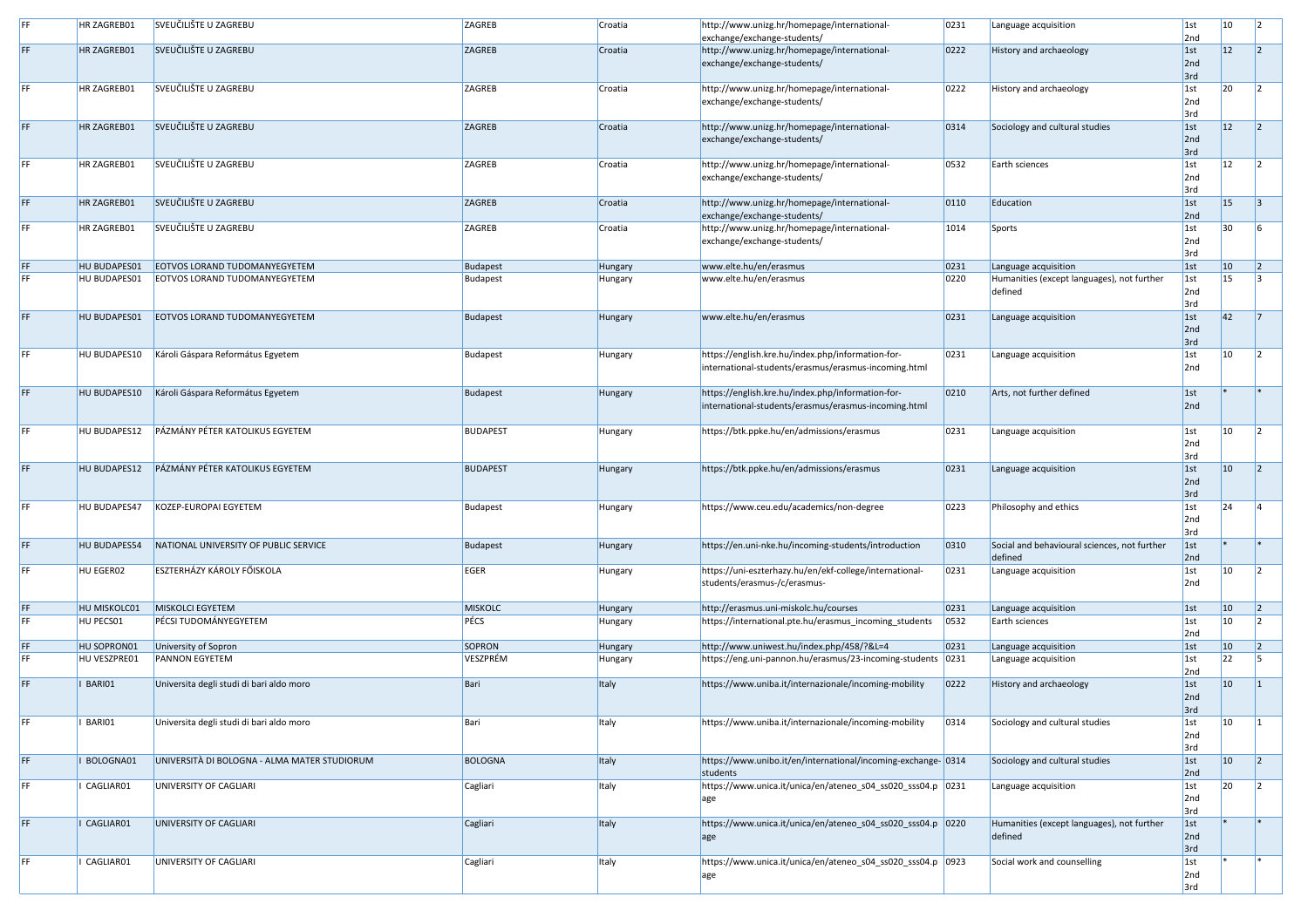| FF | HR ZAGREB01 | SVEUČILIŠTE U ZAGREBU | ZAGREB | Croatia | http://www.unizg.hr/homepage/international-exchange/exchange-students/ | 0231 | Language acquisition | 1st 2nd | 10 | 2 |
|---|---|---|---|---|---|---|---|---|---|---|
| FF | HR ZAGREB01 | SVEUČILIŠTE U ZAGREBU | ZAGREB | Croatia | http://www.unizg.hr/homepage/international-exchange/exchange-students/ | 0222 | History and archaeology | 1st 2nd 3rd | 12 | 2 |
| FF | HR ZAGREB01 | SVEUČILIŠTE U ZAGREBU | ZAGREB | Croatia | http://www.unizg.hr/homepage/international-exchange/exchange-students/ | 0222 | History and archaeology | 1st 2nd 3rd | 20 | 2 |
| FF | HR ZAGREB01 | SVEUČILIŠTE U ZAGREBU | ZAGREB | Croatia | http://www.unizg.hr/homepage/international-exchange/exchange-students/ | 0314 | Sociology and cultural studies | 1st 2nd 3rd | 12 | 2 |
| FF | HR ZAGREB01 | SVEUČILIŠTE U ZAGREBU | ZAGREB | Croatia | http://www.unizg.hr/homepage/international-exchange/exchange-students/ | 0532 | Earth sciences | 1st 2nd 3rd | 12 | 2 |
| FF | HR ZAGREB01 | SVEUČILIŠTE U ZAGREBU | ZAGREB | Croatia | http://www.unizg.hr/homepage/international-exchange/exchange-students/ | 0110 | Education | 1st 2nd | 15 | 3 |
| FF | HR ZAGREB01 | SVEUČILIŠTE U ZAGREBU | ZAGREB | Croatia | http://www.unizg.hr/homepage/international-exchange/exchange-students/ | 1014 | Sports | 1st 2nd 3rd | 30 | 6 |
| FF | HU BUDAPES01 | EOTVOS LORAND TUDOMANYEGYETEM | Budapest | Hungary | www.elte.hu/en/erasmus | 0231 | Language acquisition | 1st | 10 | 2 |
| FF | HU BUDAPES01 | EOTVOS LORAND TUDOMANYEGYETEM | Budapest | Hungary | www.elte.hu/en/erasmus | 0220 | Humanities (except languages), not further defined | 1st 2nd 3rd | 15 | 3 |
| FF | HU BUDAPES01 | EOTVOS LORAND TUDOMANYEGYETEM | Budapest | Hungary | www.elte.hu/en/erasmus | 0231 | Language acquisition | 1st 2nd 3rd | 42 | 7 |
| FF | HU BUDAPES10 | Károli Gáspara Református Egyetem | Budapest | Hungary | https://english.kre.hu/index.php/information-for-international-students/erasmus/erasmus-incoming.html | 0231 | Language acquisition | 1st 2nd | 10 | 2 |
| FF | HU BUDAPES10 | Károli Gáspara Református Egyetem | Budapest | Hungary | https://english.kre.hu/index.php/information-for-international-students/erasmus/erasmus-incoming.html | 0210 | Arts, not further defined | 1st 2nd | * | * |
| FF | HU BUDAPES12 | PÁZMÁNY PÉTER KATOLIKUS EGYETEM | BUDAPEST | Hungary | https://btk.ppke.hu/en/admissions/erasmus | 0231 | Language acquisition | 1st 2nd 3rd | 10 | 2 |
| FF | HU BUDAPES12 | PÁZMÁNY PÉTER KATOLIKUS EGYETEM | BUDAPEST | Hungary | https://btk.ppke.hu/en/admissions/erasmus | 0231 | Language acquisition | 1st 2nd 3rd | 10 | 2 |
| FF | HU BUDAPES47 | KOZEP-EUROPAI EGYETEM | Budapest | Hungary | https://www.ceu.edu/academics/non-degree | 0223 | Philosophy and ethics | 1st 2nd 3rd | 24 | 4 |
| FF | HU BUDAPES54 | NATIONAL UNIVERSITY OF PUBLIC SERVICE | Budapest | Hungary | https://en.uni-nke.hu/incoming-students/introduction | 0310 | Social and behavioural sciences, not further defined | 1st 2nd | * | * |
| FF | HU EGER02 | ESZTERHÁZY KÁROLY FŐISKOLA | EGER | Hungary | https://uni-eszterhazy.hu/en/ekf-college/international-students/erasmus-/c/erasmus- | 0231 | Language acquisition | 1st 2nd | 10 | 2 |
| FF | HU MISKOLC01 | MISKOLCI EGYETEM | MISKOLC | Hungary | http://erasmus.uni-miskolc.hu/courses | 0231 | Language acquisition | 1st | 10 | 2 |
| FF | HU PECS01 | PÉCSI TUDOMÁNYEGYETEM | PÉCS | Hungary | https://international.pte.hu/erasmus_incoming_students | 0532 | Earth sciences | 1st 2nd | 10 | 2 |
| FF | HU SOPRON01 | University of Sopron | SOPRON | Hungary | http://www.uniwest.hu/index.php/458/?&L=4 | 0231 | Language acquisition | 1st | 10 | 2 |
| FF | HU VESZPRE01 | PANNON EGYETEM | VESZPRÉM | Hungary | https://eng.uni-pannon.hu/erasmus/23-incoming-students | 0231 | Language acquisition | 1st 2nd | 22 | 5 |
| FF | I BARI01 | Universita degli studi di bari aldo moro | Bari | Italy | https://www.uniba.it/internazionale/incoming-mobility | 0222 | History and archaeology | 1st 2nd 3rd | 10 | 1 |
| FF | I BARI01 | Universita degli studi di bari aldo moro | Bari | Italy | https://www.uniba.it/internazionale/incoming-mobility | 0314 | Sociology and cultural studies | 1st 2nd 3rd | 10 | 1 |
| FF | I BOLOGNA01 | UNIVERSITÀ DI BOLOGNA - ALMA MATER STUDIORUM | BOLOGNA | Italy | https://www.unibo.it/en/international/incoming-exchange-students | 0314 | Sociology and cultural studies | 1st 2nd | 10 | 2 |
| FF | I CAGLIAR01 | UNIVERSITY OF CAGLIARI | Cagliari | Italy | https://www.unica.it/unica/en/ateneo_s04_ss020_sss04.page | 0231 | Language acquisition | 1st 2nd 3rd | 20 | 2 |
| FF | I CAGLIAR01 | UNIVERSITY OF CAGLIARI | Cagliari | Italy | https://www.unica.it/unica/en/ateneo_s04_ss020_sss04.page | 0220 | Humanities (except languages), not further defined | 1st 2nd 3rd | * | * |
| FF | I CAGLIAR01 | UNIVERSITY OF CAGLIARI | Cagliari | Italy | https://www.unica.it/unica/en/ateneo_s04_ss020_sss04.page | 0923 | Social work and counselling | 1st 2nd 3rd | * | * |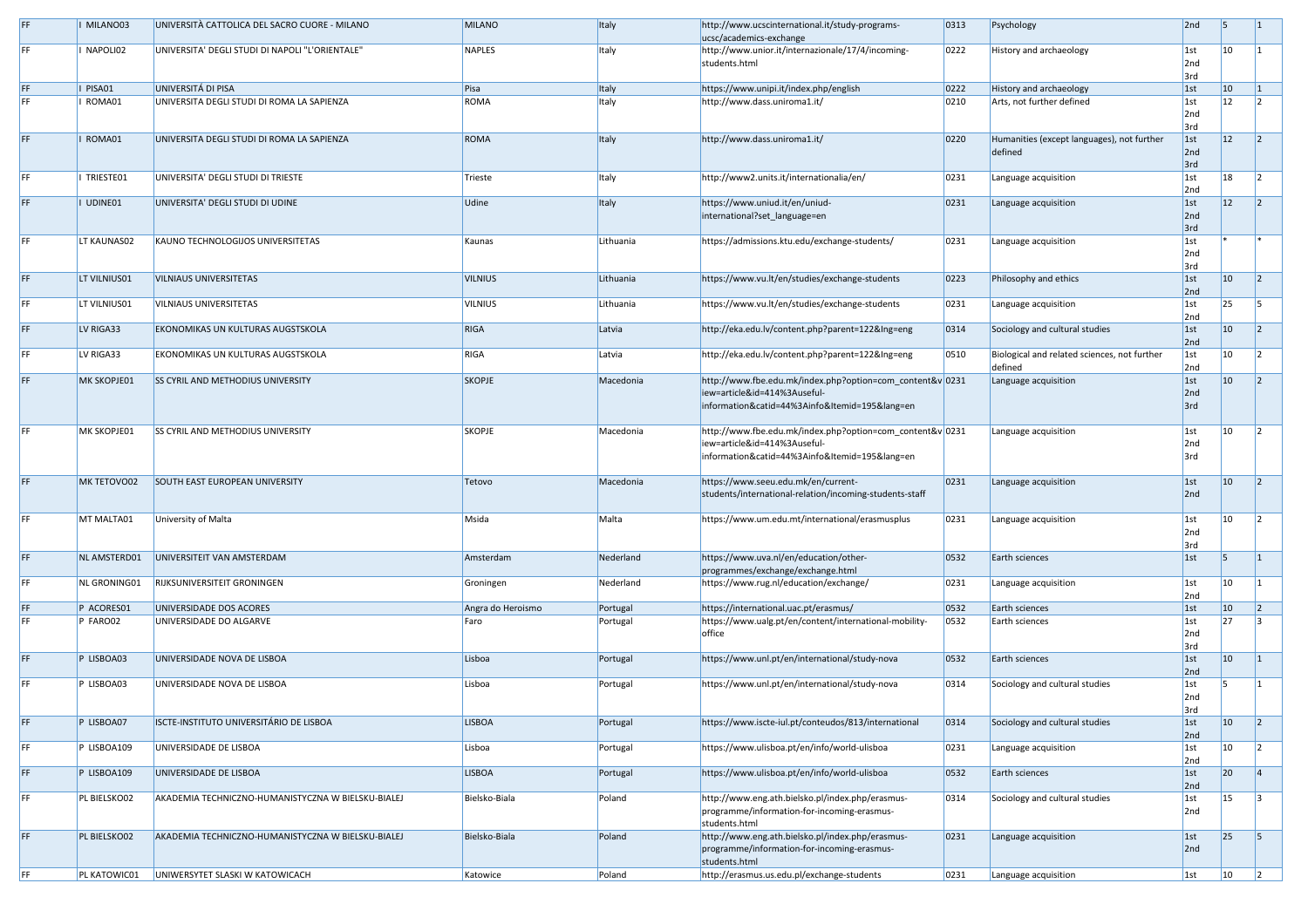| FF | I MILANO03 | UNIVERSITÀ CATTOLICA DEL SACRO CUORE - MILANO | MILANO | Italy | http://www.ucscinternational.it/study-programs-ucsc/academics-exchange | 0313 | Psychology | 2nd | 5 | 1 |
|---|---|---|---|---|---|---|---|---|---|---|
| FF | I NAPOLI02 | UNIVERSITA' DEGLI STUDI DI NAPOLI "L'ORIENTALE" | NAPLES | Italy | http://www.unior.it/internazionale/17/4/incoming-students.html | 0222 | History and archaeology | 1st 2nd 3rd | 10 | 1 |
| FF | I PISA01 | UNIVERSITÁ DI PISA | Pisa | Italy | https://www.unipi.it/index.php/english | 0222 | History and archaeology | 1st | 10 | 1 |
| FF | I ROMA01 | UNIVERSITA DEGLI STUDI DI ROMA LA SAPIENZA | ROMA | Italy | http://www.dass.uniroma1.it/ | 0210 | Arts, not further defined | 1st 2nd 3rd | 12 | 2 |
| FF | I ROMA01 | UNIVERSITA DEGLI STUDI DI ROMA LA SAPIENZA | ROMA | Italy | http://www.dass.uniroma1.it/ | 0220 | Humanities (except languages), not further defined | 1st 2nd 3rd | 12 | 2 |
| FF | I TRIESTE01 | UNIVERSITA' DEGLI STUDI DI TRIESTE | Trieste | Italy | http://www2.units.it/internationalia/en/ | 0231 | Language acquisition | 1st 2nd | 18 | 2 |
| FF | I UDINE01 | UNIVERSITA' DEGLI STUDI DI UDINE | Udine | Italy | https://www.uniud.it/en/uniud-international?set_language=en | 0231 | Language acquisition | 1st 2nd 3rd | 12 | 2 |
| FF | LT KAUNAS02 | KAUNO TECHNOLOGIJOS UNIVERSITETAS | Kaunas | Lithuania | https://admissions.ktu.edu/exchange-students/ | 0231 | Language acquisition | 1st 2nd 3rd | * | * |
| FF | LT VILNIUS01 | VILNIAUS UNIVERSITETAS | VILNIUS | Lithuania | https://www.vu.lt/en/studies/exchange-students | 0223 | Philosophy and ethics | 1st 2nd | 10 | 2 |
| FF | LT VILNIUS01 | VILNIAUS UNIVERSITETAS | VILNIUS | Lithuania | https://www.vu.lt/en/studies/exchange-students | 0231 | Language acquisition | 1st 2nd | 25 | 5 |
| FF | LV RIGA33 | EKONOMIKAS UN KULTURAS AUGSTSKOLA | RIGA | Latvia | http://eka.edu.lv/content.php?parent=122&lng=eng | 0314 | Sociology and cultural studies | 1st 2nd | 10 | 2 |
| FF | LV RIGA33 | EKONOMIKAS UN KULTURAS AUGSTSKOLA | RIGA | Latvia | http://eka.edu.lv/content.php?parent=122&lng=eng | 0510 | Biological and related sciences, not further defined | 1st 2nd | 10 | 2 |
| FF | MK SKOPJE01 | SS CYRIL AND METHODIUS UNIVERSITY | SKOPJE | Macedonia | http://www.fbe.edu.mk/index.php?option=com_content&view=article&id=414%3Auseful-information&catid=44%3Ainfo&Itemid=195&lang=en | 0231 | Language acquisition | 1st 2nd 3rd | 10 | 2 |
| FF | MK SKOPJE01 | SS CYRIL AND METHODIUS UNIVERSITY | SKOPJE | Macedonia | http://www.fbe.edu.mk/index.php?option=com_content&view=article&id=414%3Auseful-information&catid=44%3Ainfo&Itemid=195&lang=en | 0231 | Language acquisition | 1st 2nd 3rd | 10 | 2 |
| FF | MK TETOVO02 | SOUTH EAST EUROPEAN UNIVERSITY | Tetovo | Macedonia | https://www.seeu.edu.mk/en/current-students/international-relation/incoming-students-staff | 0231 | Language acquisition | 1st 2nd | 10 | 2 |
| FF | MT MALTA01 | University of Malta | Msida | Malta | https://www.um.edu.mt/international/erasmusplus | 0231 | Language acquisition | 1st 2nd 3rd | 10 | 2 |
| FF | NL AMSTERD01 | UNIVERSITEIT VAN AMSTERDAM | Amsterdam | Nederland | https://www.uva.nl/en/education/other-programmes/exchange/exchange.html | 0532 | Earth sciences | 1st | 5 | 1 |
| FF | NL GRONING01 | RIJKSUNIVERSITEIT GRONINGEN | Groningen | Nederland | https://www.rug.nl/education/exchange/ | 0231 | Language acquisition | 1st 2nd | 10 | 1 |
| FF | P ACORES01 | UNIVERSIDADE DOS ACORES | Angra do Heroismo | Portugal | https://international.uac.pt/erasmus/ | 0532 | Earth sciences | 1st | 10 | 2 |
| FF | P FARO02 | UNIVERSIDADE DO ALGARVE | Faro | Portugal | https://www.ualg.pt/en/content/international-mobility-office | 0532 | Earth sciences | 1st 2nd 3rd | 27 | 3 |
| FF | P LISBOA03 | UNIVERSIDADE NOVA DE LISBOA | Lisboa | Portugal | https://www.unl.pt/en/international/study-nova | 0532 | Earth sciences | 1st 2nd | 10 | 1 |
| FF | P LISBOA03 | UNIVERSIDADE NOVA DE LISBOA | Lisboa | Portugal | https://www.unl.pt/en/international/study-nova | 0314 | Sociology and cultural studies | 1st 2nd 3rd | 5 | 1 |
| FF | P LISBOA07 | ISCTE-INSTITUTO UNIVERSITÁRIO DE LISBOA | LISBOA | Portugal | https://www.iscte-iul.pt/conteudos/813/international | 0314 | Sociology and cultural studies | 1st 2nd | 10 | 2 |
| FF | P LISBOA109 | UNIVERSIDADE DE LISBOA | Lisboa | Portugal | https://www.ulisboa.pt/en/info/world-ulisboa | 0231 | Language acquisition | 1st 2nd | 10 | 2 |
| FF | P LISBOA109 | UNIVERSIDADE DE LISBOA | LISBOA | Portugal | https://www.ulisboa.pt/en/info/world-ulisboa | 0532 | Earth sciences | 1st 2nd | 20 | 4 |
| FF | PL BIELSKO02 | AKADEMIA TECHNICZNO-HUMANISTYCZNA W BIELSKU-BIALEJ | Bielsko-Biala | Poland | http://www.eng.ath.bielsko.pl/index.php/erasmus-programme/information-for-incoming-erasmus-students.html | 0314 | Sociology and cultural studies | 1st 2nd | 15 | 3 |
| FF | PL BIELSKO02 | AKADEMIA TECHNICZNO-HUMANISTYCZNA W BIELSKU-BIALEJ | Bielsko-Biala | Poland | http://www.eng.ath.bielsko.pl/index.php/erasmus-programme/information-for-incoming-erasmus-students.html | 0231 | Language acquisition | 1st 2nd | 25 | 5 |
| FF | PL KATOWIC01 | UNIWERSYTET SLASKI W KATOWICACH | Katowice | Poland | http://erasmus.us.edu.pl/exchange-students | 0231 | Language acquisition | 1st | 10 | 2 |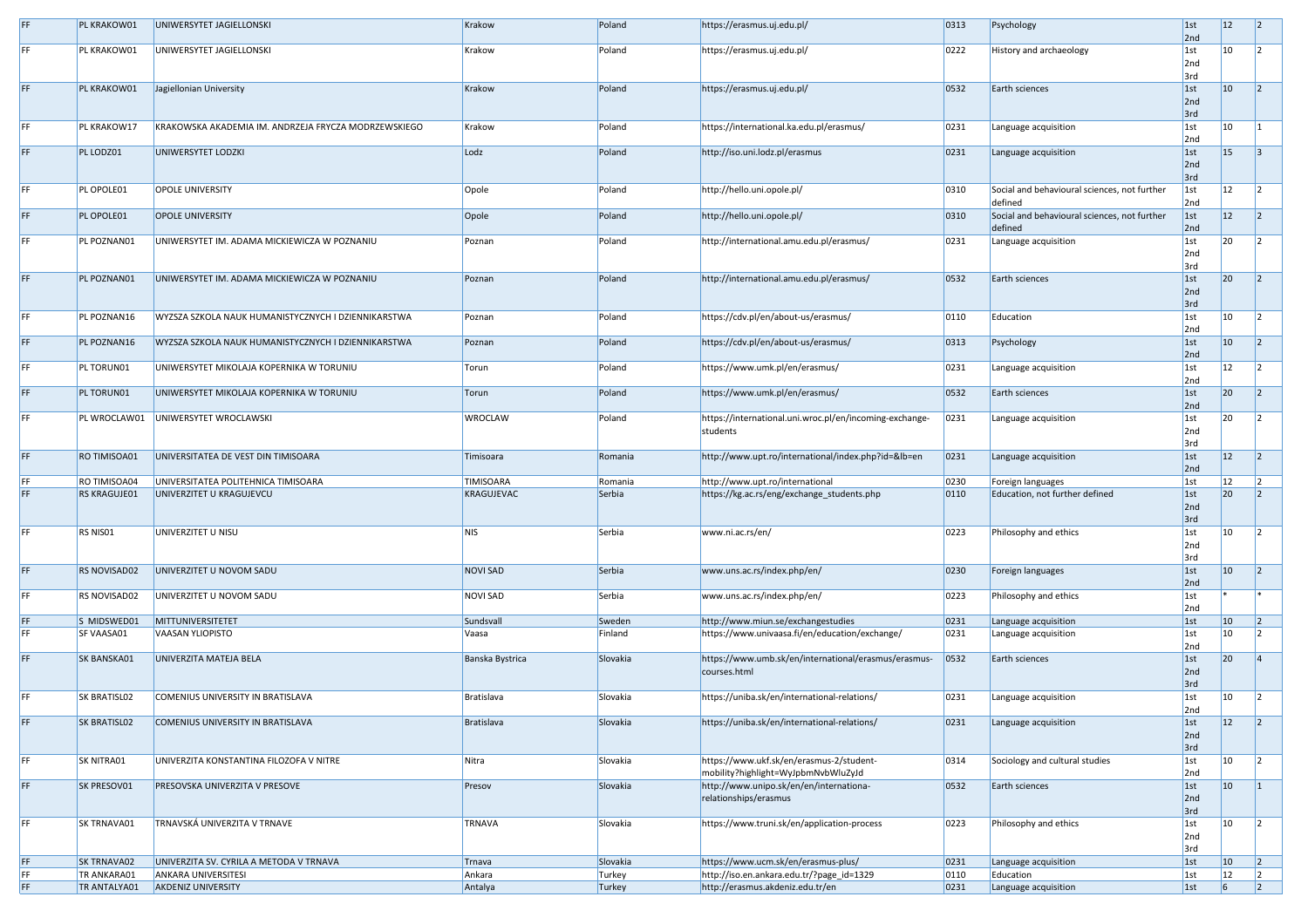| | | | | | | | | | | |
|---|---|---|---|---|---|---|---|---|---|---|
| FF | PL KRAKOW01 | UNIWERSYTET JAGIELLONSKI | Krakow | Poland | https://erasmus.uj.edu.pl/ | 0313 | Psychology | 1st 2nd | 12 | 2 |
| FF | PL KRAKOW01 | UNIWERSYTET JAGIELLONSKI | Krakow | Poland | https://erasmus.uj.edu.pl/ | 0222 | History and archaeology | 1st 2nd 3rd | 10 | 2 |
| FF | PL KRAKOW01 | Jagiellonian University | Krakow | Poland | https://erasmus.uj.edu.pl/ | 0532 | Earth sciences | 1st 2nd 3rd | 10 | 2 |
| FF | PL KRAKOW17 | KRAKOWSKA AKADEMIA IM. ANDRZEJA FRYCZA MODRZEWSKIEGO | Krakow | Poland | https://international.ka.edu.pl/erasmus/ | 0231 | Language acquisition | 1st 2nd | 10 | 1 |
| FF | PL LODZ01 | UNIWERSYTET LODZKI | Lodz | Poland | http://iso.uni.lodz.pl/erasmus | 0231 | Language acquisition | 1st 2nd 3rd | 15 | 3 |
| FF | PL OPOLE01 | OPOLE UNIVERSITY | Opole | Poland | http://hello.uni.opole.pl/ | 0310 | Social and behavioural sciences, not further defined | 1st 2nd | 12 | 2 |
| FF | PL OPOLE01 | OPOLE UNIVERSITY | Opole | Poland | http://hello.uni.opole.pl/ | 0310 | Social and behavioural sciences, not further defined | 1st 2nd | 12 | 2 |
| FF | PL POZNAN01 | UNIWERSYTET IM. ADAMA MICKIEWICZA W POZNANIU | Poznan | Poland | http://international.amu.edu.pl/erasmus/ | 0231 | Language acquisition | 1st 2nd 3rd | 20 | 2 |
| FF | PL POZNAN01 | UNIWERSYTET IM. ADAMA MICKIEWICZA W POZNANIU | Poznan | Poland | http://international.amu.edu.pl/erasmus/ | 0532 | Earth sciences | 1st 2nd 3rd | 20 | 2 |
| FF | PL POZNAN16 | WYZSZA SZKOLA NAUK HUMANISTYCZNYCH I DZIENNIKARSTWA | Poznan | Poland | https://cdv.pl/en/about-us/erasmus/ | 0110 | Education | 1st 2nd | 10 | 2 |
| FF | PL POZNAN16 | WYZSZA SZKOLA NAUK HUMANISTYCZNYCH I DZIENNIKARSTWA | Poznan | Poland | https://cdv.pl/en/about-us/erasmus/ | 0313 | Psychology | 1st 2nd | 10 | 2 |
| FF | PL TORUN01 | UNIWERSYTET MIKOLAJA KOPERNIKA W TORUNIU | Torun | Poland | https://www.umk.pl/en/erasmus/ | 0231 | Language acquisition | 1st 2nd | 12 | 2 |
| FF | PL TORUN01 | UNIWERSYTET MIKOLAJA KOPERNIKA W TORUNIU | Torun | Poland | https://www.umk.pl/en/erasmus/ | 0532 | Earth sciences | 1st 2nd | 20 | 2 |
| FF | PL WROCLAW01 | UNIWERSYTET WROCLAWSKI | WROCLAW | Poland | https://international.uni.wroc.pl/en/incoming-exchange-students | 0231 | Language acquisition | 1st 2nd 3rd | 20 | 2 |
| FF | RO TIMISOA01 | UNIVERSITATEA DE VEST DIN TIMISOARA | Timisoara | Romania | http://www.upt.ro/international/index.php?id=&lb=en | 0231 | Language acquisition | 1st 2nd | 12 | 2 |
| FF | RO TIMISOA04 | UNIVERSITATEA POLITEHNICA TIMISOARA | TIMISOARA | Romania | http://www.upt.ro/international | 0230 | Foreign languages | 1st | 12 | 2 |
| FF | RS KRAGUJE01 | UNIVERZITET U KRAGUJEVCU | KRAGUJEVAC | Serbia | https://kg.ac.rs/eng/exchange_students.php | 0110 | Education, not further defined | 1st 2nd 3rd | 20 | 2 |
| FF | RS NIS01 | UNIVERZITET U NISU | NIS | Serbia | www.ni.ac.rs/en/ | 0223 | Philosophy and ethics | 1st 2nd 3rd | 10 | 2 |
| FF | RS NOVISAD02 | UNIVERZITET U NOVOM SADU | NOVI SAD | Serbia | www.uns.ac.rs/index.php/en/ | 0230 | Foreign languages | 1st 2nd | 10 | 2 |
| FF | RS NOVISAD02 | UNIVERZITET U NOVOM SADU | NOVI SAD | Serbia | www.uns.ac.rs/index.php/en/ | 0223 | Philosophy and ethics | 1st 2nd | * | * |
| FF | S MIDSWED01 | MITTUNIVERSITETET | Sundsvall | Sweden | http://www.miun.se/exchangestudies | 0231 | Language acquisition | 1st | 10 | 2 |
| FF | SF VAASA01 | VAASAN YLIOPISTO | Vaasa | Finland | https://www.univaasa.fi/en/education/exchange/ | 0231 | Language acquisition | 1st 2nd | 10 | 2 |
| FF | SK BANSKA01 | UNIVERZITA MATEJA BELA | Banska Bystrica | Slovakia | https://www.umb.sk/en/international/erasmus/erasmus-courses.html | 0532 | Earth sciences | 1st 2nd 3rd | 20 | 4 |
| FF | SK BRATISL02 | COMENIUS UNIVERSITY IN BRATISLAVA | Bratislava | Slovakia | https://uniba.sk/en/international-relations/ | 0231 | Language acquisition | 1st 2nd | 10 | 2 |
| FF | SK BRATISL02 | COMENIUS UNIVERSITY IN BRATISLAVA | Bratislava | Slovakia | https://uniba.sk/en/international-relations/ | 0231 | Language acquisition | 1st 2nd 3rd | 12 | 2 |
| FF | SK NITRA01 | UNIVERZITA KONSTANTINA FILOZOFA V NITRE | Nitra | Slovakia | https://www.ukf.sk/en/erasmus-2/student-mobility?highlight=WyJpbmNvbWluZyJd | 0314 | Sociology and cultural studies | 1st 2nd | 10 | 2 |
| FF | SK PRESOV01 | PRESOVSKA UNIVERZITA V PRESOVE | Presov | Slovakia | http://www.unipo.sk/en/en/internationa-relationships/erasmus | 0532 | Earth sciences | 1st 2nd 3rd | 10 | 1 |
| FF | SK TRNAVA01 | TRNAVSKÁ UNIVERZITA V TRNAVE | TRNAVA | Slovakia | https://www.truni.sk/en/application-process | 0223 | Philosophy and ethics | 1st 2nd 3rd | 10 | 2 |
| FF | SK TRNAVA02 | UNIVERZITA SV. CYRILA A METODA V TRNAVA | Trnava | Slovakia | https://www.ucm.sk/en/erasmus-plus/ | 0231 | Language acquisition | 1st | 10 | 2 |
| FF | TR ANKARA01 | ANKARA UNIVERSITESI | Ankara | Turkey | http://iso.en.ankara.edu.tr/?page_id=1329 | 0110 | Education | 1st | 12 | 2 |
| FF | TR ANTALYA01 | AKDENIZ UNIVERSITY | Antalya | Turkey | http://erasmus.akdeniz.edu.tr/en | 0231 | Language acquisition | 1st | 6 | 2 |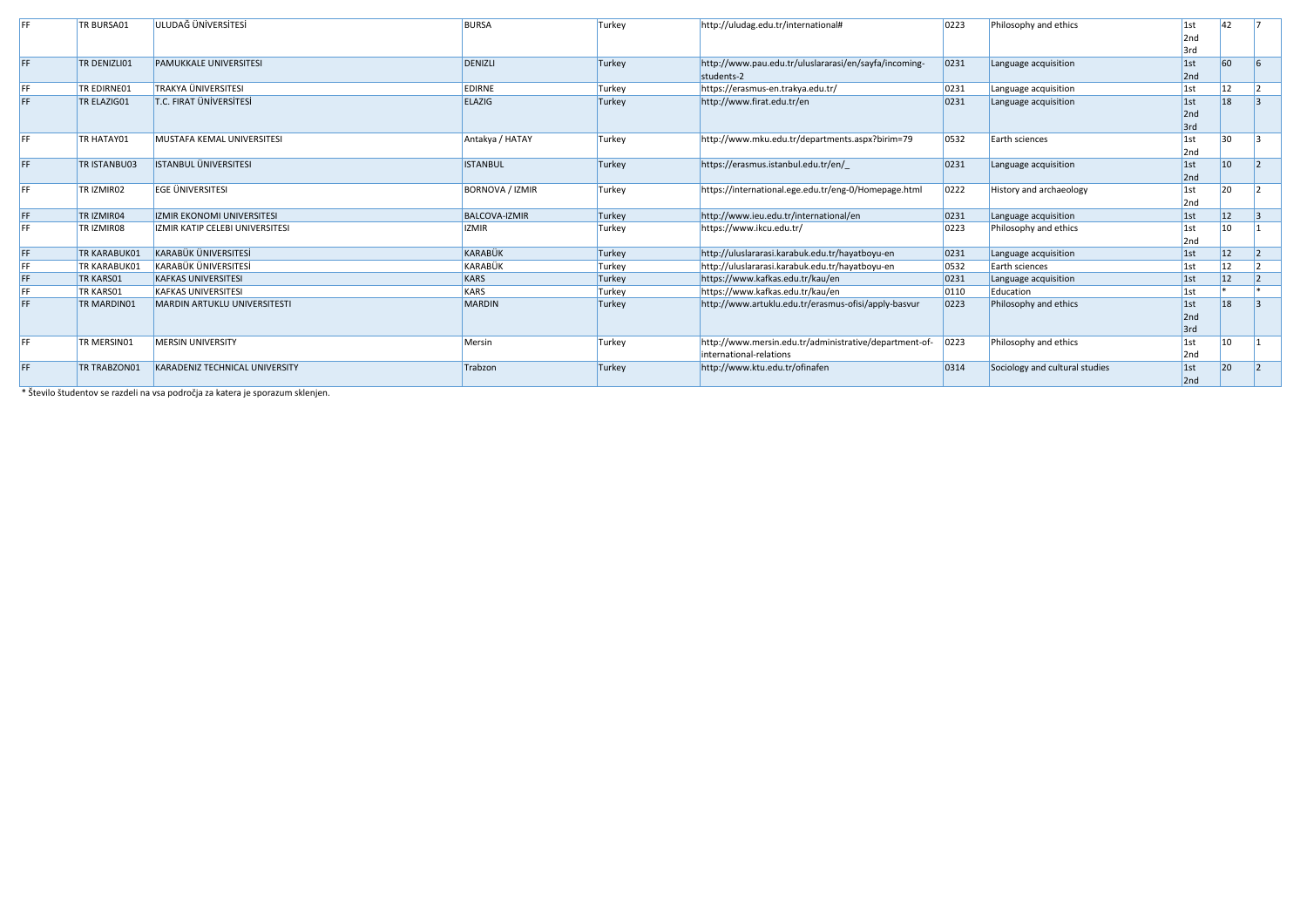| | | | | | | | | | | |
|---|---|---|---|---|---|---|---|---|---|---|
| FF | TR BURSA01 | ULUDAĞ ÜNİVERSİTESİ | BURSA | Turkey | http://uludag.edu.tr/international# | 0223 | Philosophy and ethics | 1st 2nd 3rd | 42 | 7 |
| FF | TR DENIZLI01 | PAMUKKALE UNIVERSITESI | DENIZLI | Turkey | http://www.pau.edu.tr/uluslararasi/en/sayfa/incoming-students-2 | 0231 | Language acquisition | 1st 2nd | 60 | 6 |
| FF | TR EDIRNE01 | TRAKYA ÜNIVERSITESI | EDIRNE | Turkey | https://erasmus-en.trakya.edu.tr/ | 0231 | Language acquisition | 1st | 12 | 2 |
| FF | TR ELAZIG01 | T.C. FIRAT ÜNİVERSİTESİ | ELAZIG | Turkey | http://www.firat.edu.tr/en | 0231 | Language acquisition | 1st 2nd 3rd | 18 | 3 |
| FF | TR HATAY01 | MUSTAFA KEMAL UNIVERSITESI | Antakya / HATAY | Turkey | http://www.mku.edu.tr/departments.aspx?birim=79 | 0532 | Earth sciences | 1st 2nd | 30 | 3 |
| FF | TR ISTANBU03 | ISTANBUL ÜNIVERSITESI | ISTANBUL | Turkey | https://erasmus.istanbul.edu.tr/en/_ | 0231 | Language acquisition | 1st 2nd | 10 | 2 |
| FF | TR IZMIR02 | EGE ÜNIVERSITESI | BORNOVA / IZMIR | Turkey | https://international.ege.edu.tr/eng-0/Homepage.html | 0222 | History and archaeology | 1st 2nd | 20 | 2 |
| FF | TR IZMIR04 | IZMIR EKONOMI UNIVERSITESI | BALCOVA-IZMIR | Turkey | http://www.ieu.edu.tr/international/en | 0231 | Language acquisition | 1st | 12 | 3 |
| FF | TR IZMIR08 | IZMIR KATIP CELEBI UNIVERSITESI | IZMIR | Turkey | https://www.ikcu.edu.tr/ | 0223 | Philosophy and ethics | 1st 2nd | 10 | 1 |
| FF | TR KARABUK01 | KARABÜK ÜNIVERSITESİ | KARABÜK | Turkey | http://uluslararasi.karabuk.edu.tr/hayatboyu-en | 0231 | Language acquisition | 1st | 12 | 2 |
| FF | TR KARABUK01 | KARABÜK ÜNIVERSITESİ | KARABÜK | Turkey | http://uluslararasi.karabuk.edu.tr/hayatboyu-en | 0532 | Earth sciences | 1st | 12 | 2 |
| FF | TR KARS01 | KAFKAS UNIVERSITESI | KARS | Turkey | https://www.kafkas.edu.tr/kau/en | 0231 | Language acquisition | 1st | 12 | 2 |
| FF | TR KARS01 | KAFKAS UNIVERSITESI | KARS | Turkey | https://www.kafkas.edu.tr/kau/en | 0110 | Education | 1st | * | * |
| FF | TR MARDIN01 | MARDIN ARTUKLU UNIVERSITESTI | MARDIN | Turkey | http://www.artuklu.edu.tr/erasmus-ofisi/apply-basvur | 0223 | Philosophy and ethics | 1st 2nd 3rd | 18 | 3 |
| FF | TR MERSIN01 | MERSIN UNIVERSITY | Mersin | Turkey | http://www.mersin.edu.tr/administrative/department-of-international-relations | 0223 | Philosophy and ethics | 1st 2nd | 10 | 1 |
| FF | TR TRABZON01 | KARADENIZ TECHNICAL UNIVERSITY | Trabzon | Turkey | http://www.ktu.edu.tr/ofinafen | 0314 | Sociology and cultural studies | 1st 2nd | 20 | 2 |

* Število študentov se razdeli na vsa področja za katera je sporazum sklenjen.